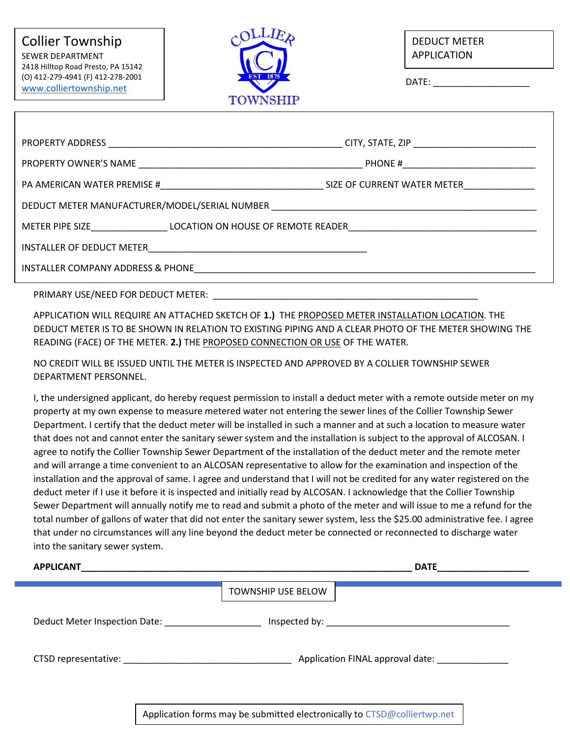**Collier Township**
SEWER DEPARTMENT
2418 Hilltop Road Presto, PA 15142
(O) 412-279-4941 (F) 412-278-2001
www.colliertownship.net

COLLIER TOWNSHIP EST 1875

**DEDUCT METER APPLICATION**

DATE: ___________________

PROPERTY ADDRESS _______________________________________________ CITY, STATE, ZIP ________________________

PROPERTY OWNER'S NAME _____________________________________________ PHONE #__________________________

PA AMERICAN WATER PREMISE #________________________________ SIZE OF CURRENT WATER METER______________

DEDUCT METER MANUFACTURER/MODEL/SERIAL NUMBER ______________________________________________________

METER PIPE SIZE_______________ LOCATION ON HOUSE OF REMOTE READER______________________________________

INSTALLER OF DEDUCT METER____________________________________________

INSTALLER COMPANY ADDRESS & PHONE____________________________________________________________________

PRIMARY USE/NEED FOR DEDUCT METER: ______________________________________________________

APPLICATION WILL REQUIRE AN ATTACHED SKETCH OF **1.)** THE PROPOSED METER INSTALLATION LOCATION. THE DEDUCT METER IS TO BE SHOWN IN RELATION TO EXISTING PIPING AND A CLEAR PHOTO OF THE METER SHOWING THE READING (FACE) OF THE METER. **2.)** THE PROPOSED CONNECTION OR USE OF THE WATER.

NO CREDIT WILL BE ISSUED UNTIL THE METER IS INSPECTED AND APPROVED BY A COLLIER TOWNSHIP SEWER DEPARTMENT PERSONNEL.

I, the undersigned applicant, do hereby request permission to install a deduct meter with a remote outside meter on my property at my own expense to measure metered water not entering the sewer lines of the Collier Township Sewer Department. I certify that the deduct meter will be installed in such a manner and at such a location to measure water that does not and cannot enter the sanitary sewer system and the installation is subject to the approval of ALCOSAN. I agree to notify the Collier Township Sewer Department of the installation of the deduct meter and the remote meter and will arrange a time convenient to an ALCOSAN representative to allow for the examination and inspection of the installation and the approval of same. I agree and understand that I will not be credited for any water registered on the deduct meter if I use it before it is inspected and initially read by ALCOSAN. I acknowledge that the Collier Township Sewer Department will annually notify me to read and submit a photo of the meter and will issue to me a refund for the total number of gallons of water that did not enter the sanitary sewer system, less the $25.00 administrative fee. I agree that under no circumstances will any line beyond the deduct meter be connected or reconnected to discharge water into the sanitary sewer system.

**APPLICANT**_____________________________________________________________________ **DATE**__________________

TOWNSHIP USE BELOW

Deduct Meter Inspection Date: ___________________ Inspected by: ____________________________________

CTSD representative: _________________________________ Application FINAL approval date: ______________

Application forms may be submitted electronically to CTSD@colliertwp.net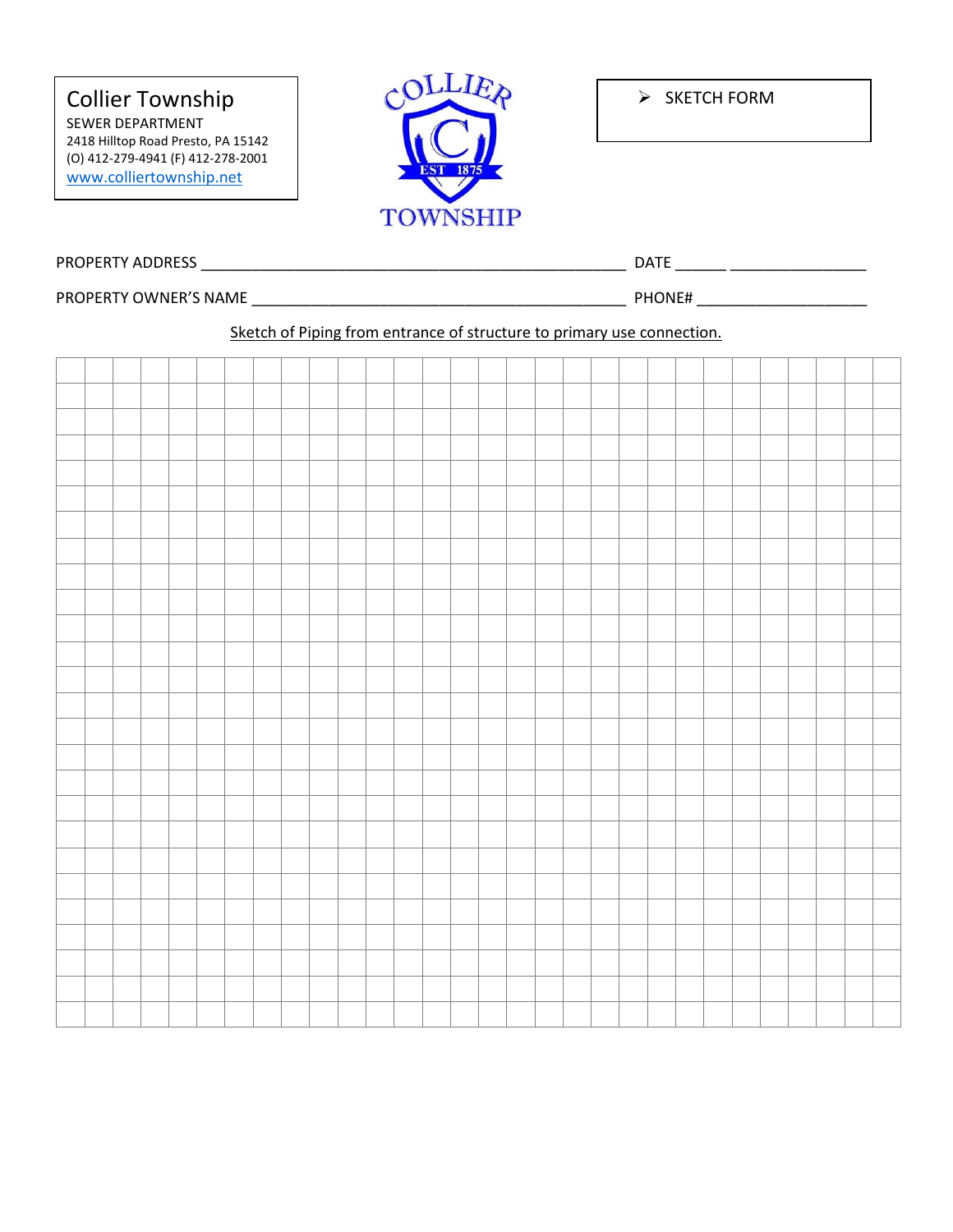Collier Township
SEWER DEPARTMENT
2418 Hilltop Road Presto, PA 15142
(O) 412-279-4941 (F) 412-278-2001
www.colliertownship.net

COLLIER
EST 1875
TOWNSHIP

➢ SKETCH FORM

PROPERTY ADDRESS ___________________________________________________ DATE ______ _______________

PROPERTY OWNER'S NAME _____________________________________________ PHONE# ___________________

Sketch of Piping from entrance of structure to primary use connection.